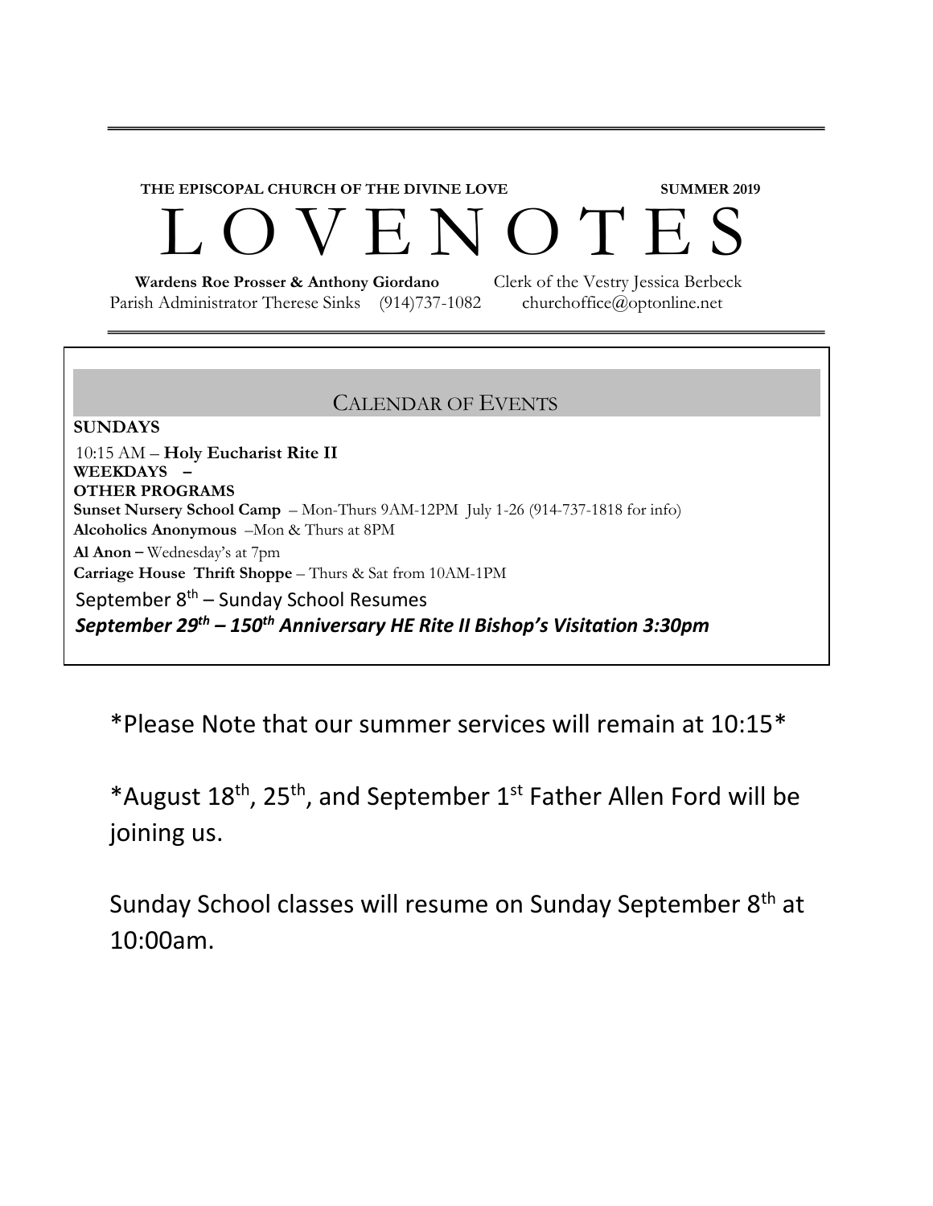**THE EPISCOPAL CHURCH OF THE DIVINE LOVE** **SUMMER 2019**

# L O V E N O T E S

**Wardens Roe Prosser & Anthony Giordano** Clerk of the Vestry Jessica Berbeck
Parish Administrator Therese Sinks (914)737-1082 churchoffice@optonline.net

## CALENDAR OF EVENTS

**SUNDAYS**

10:15 AM – **Holy Eucharist Rite II**

**WEEKDAYS –**

**OTHER PROGRAMS**

**Sunset Nursery School Camp** – Mon-Thurs 9AM-12PM July 1-26 (914-737-1818 for info)

**Alcoholics Anonymous** –Mon & Thurs at 8PM

**Al Anon –** Wednesday's at 7pm

**Carriage House Thrift Shoppe** – Thurs & Sat from 10AM-1PM

September 8th – Sunday School Resumes

***September 29th – 150th Anniversary HE Rite II Bishop's Visitation 3:30pm***

*Please Note that our summer services will remain at 10:15*

*August 18th, 25th, and September 1st Father Allen Ford will be joining us.

Sunday School classes will resume on Sunday September 8th at 10:00am.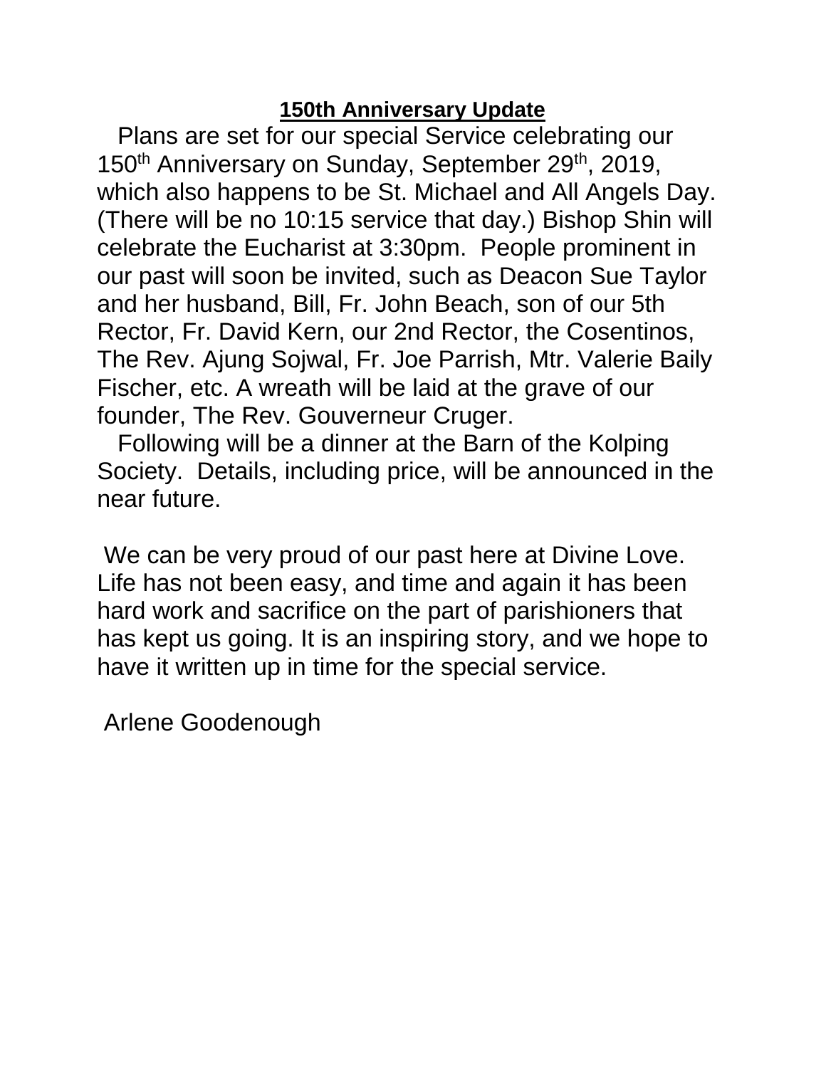**150th Anniversary Update**

Plans are set for our special Service celebrating our 150th Anniversary on Sunday, September 29th, 2019, which also happens to be St. Michael and All Angels Day. (There will be no 10:15 service that day.) Bishop Shin will celebrate the Eucharist at 3:30pm. People prominent in our past will soon be invited, such as Deacon Sue Taylor and her husband, Bill, Fr. John Beach, son of our 5th Rector, Fr. David Kern, our 2nd Rector, the Cosentinos, The Rev. Ajung Sojwal, Fr. Joe Parrish, Mtr. Valerie Baily Fischer, etc. A wreath will be laid at the grave of our founder, The Rev. Gouverneur Cruger.

Following will be a dinner at the Barn of the Kolping Society. Details, including price, will be announced in the near future.

We can be very proud of our past here at Divine Love. Life has not been easy, and time and again it has been hard work and sacrifice on the part of parishioners that has kept us going. It is an inspiring story, and we hope to have it written up in time for the special service.

Arlene Goodenough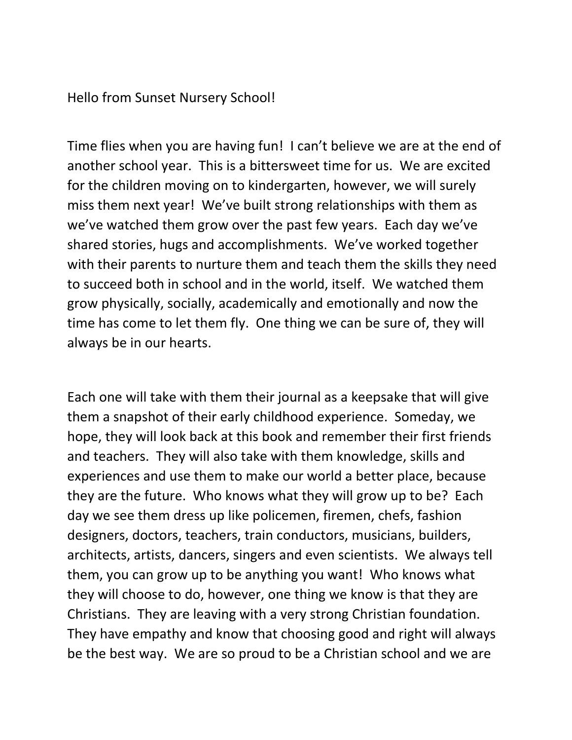Hello from Sunset Nursery School!

Time flies when you are having fun! I can't believe we are at the end of another school year. This is a bittersweet time for us. We are excited for the children moving on to kindergarten, however, we will surely miss them next year! We've built strong relationships with them as we've watched them grow over the past few years. Each day we've shared stories, hugs and accomplishments. We've worked together with their parents to nurture them and teach them the skills they need to succeed both in school and in the world, itself. We watched them grow physically, socially, academically and emotionally and now the time has come to let them fly. One thing we can be sure of, they will always be in our hearts.

Each one will take with them their journal as a keepsake that will give them a snapshot of their early childhood experience. Someday, we hope, they will look back at this book and remember their first friends and teachers. They will also take with them knowledge, skills and experiences and use them to make our world a better place, because they are the future. Who knows what they will grow up to be? Each day we see them dress up like policemen, firemen, chefs, fashion designers, doctors, teachers, train conductors, musicians, builders, architects, artists, dancers, singers and even scientists. We always tell them, you can grow up to be anything you want! Who knows what they will choose to do, however, one thing we know is that they are Christians. They are leaving with a very strong Christian foundation. They have empathy and know that choosing good and right will always be the best way. We are so proud to be a Christian school and we are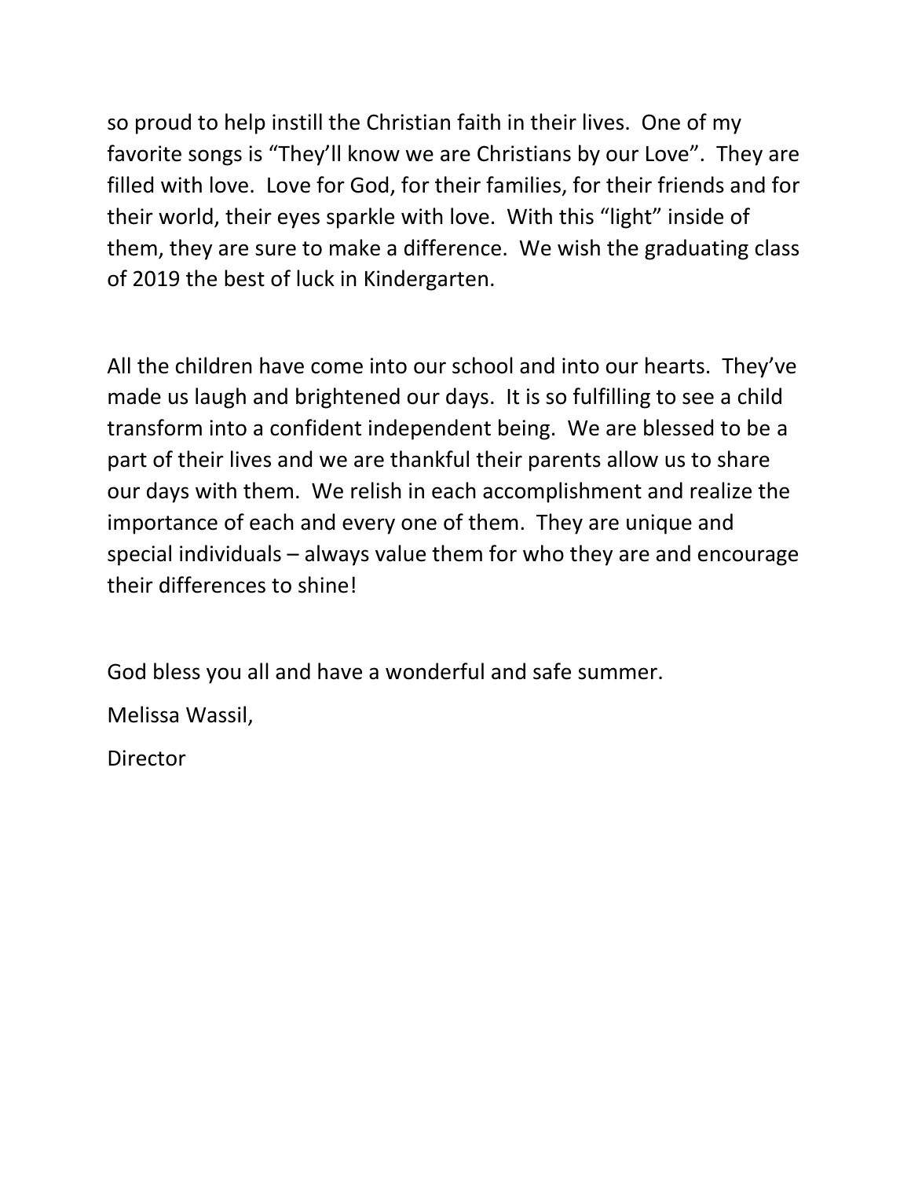so proud to help instill the Christian faith in their lives. One of my favorite songs is "They'll know we are Christians by our Love". They are filled with love. Love for God, for their families, for their friends and for their world, their eyes sparkle with love. With this "light" inside of them, they are sure to make a difference. We wish the graduating class of 2019 the best of luck in Kindergarten.

All the children have come into our school and into our hearts. They've made us laugh and brightened our days. It is so fulfilling to see a child transform into a confident independent being. We are blessed to be a part of their lives and we are thankful their parents allow us to share our days with them. We relish in each accomplishment and realize the importance of each and every one of them. They are unique and special individuals – always value them for who they are and encourage their differences to shine!

God bless you all and have a wonderful and safe summer.

Melissa Wassil,

Director